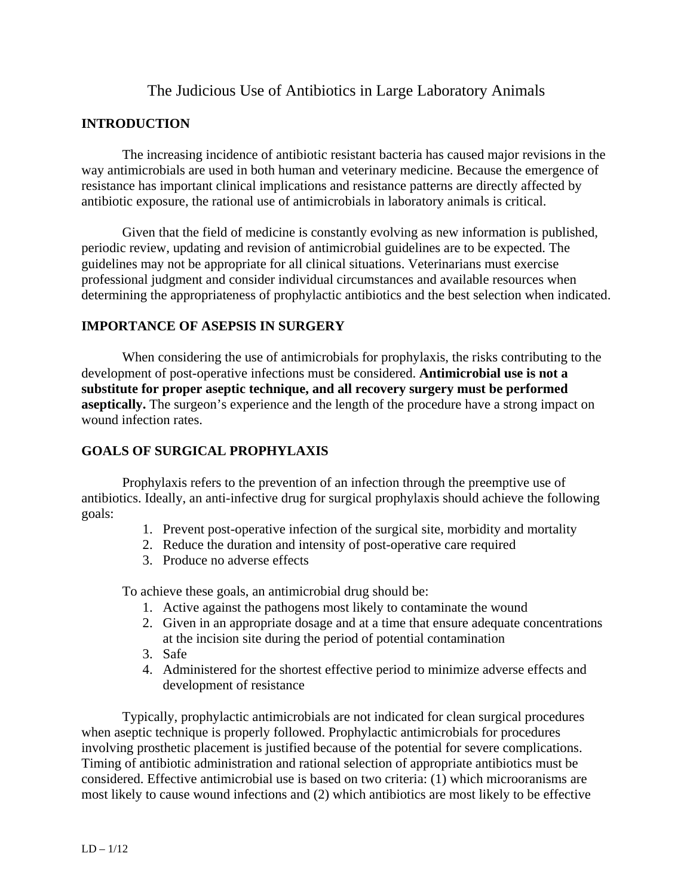# The Judicious Use of Antibiotics in Large Laboratory Animals

## INTRODUCTION

The increasing incidence of antibiotic resistant bacteria has caused major revisions in the way antimicrobials are used in both human and veterinary medicine. Because the emergence of resistance has important clinical implications and resistance patterns are directly affected by antibiotic exposure, the rational use of antimicrobials in laboratory animals is critical.

Given that the field of medicine is constantly evolving as new information is published, periodic review, updating and revision of antimicrobial guidelines are to be expected. The guidelines may not be appropriate for all clinical situations. Veterinarians must exercise professional judgment and consider individual circumstances and available resources when determining the appropriateness of prophylactic antibiotics and the best selection when indicated.

## IMPORTANCE OF ASEPSIS IN SURGERY

When considering the use of antimicrobials for prophylaxis, the risks contributing to the development of post-operative infections must be considered. **Antimicrobial use is not a substitute for proper aseptic technique, and all recovery surgery must be performed aseptically.** The surgeon's experience and the length of the procedure have a strong impact on wound infection rates.

## GOALS OF SURGICAL PROPHYLAXIS

Prophylaxis refers to the prevention of an infection through the preemptive use of antibiotics. Ideally, an anti-infective drug for surgical prophylaxis should achieve the following goals:

1. Prevent post-operative infection of the surgical site, morbidity and mortality
2. Reduce the duration and intensity of post-operative care required
3. Produce no adverse effects

To achieve these goals, an antimicrobial drug should be:

1. Active against the pathogens most likely to contaminate the wound
2. Given in an appropriate dosage and at a time that ensure adequate concentrations at the incision site during the period of potential contamination
3. Safe
4. Administered for the shortest effective period to minimize adverse effects and development of resistance

Typically, prophylactic antimicrobials are not indicated for clean surgical procedures when aseptic technique is properly followed. Prophylactic antimicrobials for procedures involving prosthetic placement is justified because of the potential for severe complications. Timing of antibiotic administration and rational selection of appropriate antibiotics must be considered. Effective antimicrobial use is based on two criteria: (1) which microoranisms are most likely to cause wound infections and (2) which antibiotics are most likely to be effective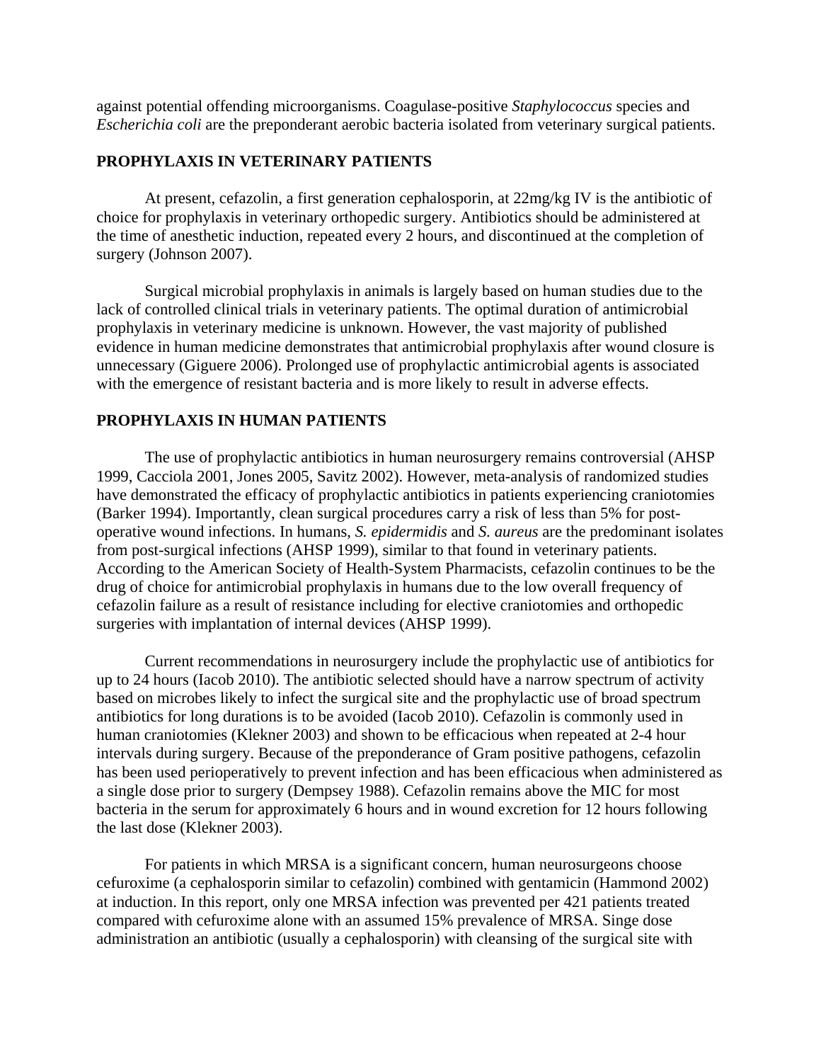against potential offending microorganisms. Coagulase-positive *Staphylococcus* species and *Escherichia coli* are the preponderant aerobic bacteria isolated from veterinary surgical patients.

## PROPHYLAXIS IN VETERINARY PATIENTS

At present, cefazolin, a first generation cephalosporin, at 22mg/kg IV is the antibiotic of choice for prophylaxis in veterinary orthopedic surgery. Antibiotics should be administered at the time of anesthetic induction, repeated every 2 hours, and discontinued at the completion of surgery (Johnson 2007).

Surgical microbial prophylaxis in animals is largely based on human studies due to the lack of controlled clinical trials in veterinary patients. The optimal duration of antimicrobial prophylaxis in veterinary medicine is unknown. However, the vast majority of published evidence in human medicine demonstrates that antimicrobial prophylaxis after wound closure is unnecessary (Giguere 2006). Prolonged use of prophylactic antimicrobial agents is associated with the emergence of resistant bacteria and is more likely to result in adverse effects.

## PROPHYLAXIS IN HUMAN PATIENTS

The use of prophylactic antibiotics in human neurosurgery remains controversial (AHSP 1999, Cacciola 2001, Jones 2005, Savitz 2002). However, meta-analysis of randomized studies have demonstrated the efficacy of prophylactic antibiotics in patients experiencing craniotomies (Barker 1994). Importantly, clean surgical procedures carry a risk of less than 5% for post-operative wound infections. In humans, *S. epidermidis* and *S. aureus* are the predominant isolates from post-surgical infections (AHSP 1999), similar to that found in veterinary patients. According to the American Society of Health-System Pharmacists, cefazolin continues to be the drug of choice for antimicrobial prophylaxis in humans due to the low overall frequency of cefazolin failure as a result of resistance including for elective craniotomies and orthopedic surgeries with implantation of internal devices (AHSP 1999).

Current recommendations in neurosurgery include the prophylactic use of antibiotics for up to 24 hours (Iacob 2010). The antibiotic selected should have a narrow spectrum of activity based on microbes likely to infect the surgical site and the prophylactic use of broad spectrum antibiotics for long durations is to be avoided (Iacob 2010). Cefazolin is commonly used in human craniotomies (Klekner 2003) and shown to be efficacious when repeated at 2-4 hour intervals during surgery. Because of the preponderance of Gram positive pathogens, cefazolin has been used perioperatively to prevent infection and has been efficacious when administered as a single dose prior to surgery (Dempsey 1988). Cefazolin remains above the MIC for most bacteria in the serum for approximately 6 hours and in wound excretion for 12 hours following the last dose (Klekner 2003).

For patients in which MRSA is a significant concern, human neurosurgeons choose cefuroxime (a cephalosporin similar to cefazolin) combined with gentamicin (Hammond 2002) at induction. In this report, only one MRSA infection was prevented per 421 patients treated compared with cefuroxime alone with an assumed 15% prevalence of MRSA. Singe dose administration an antibiotic (usually a cephalosporin) with cleansing of the surgical site with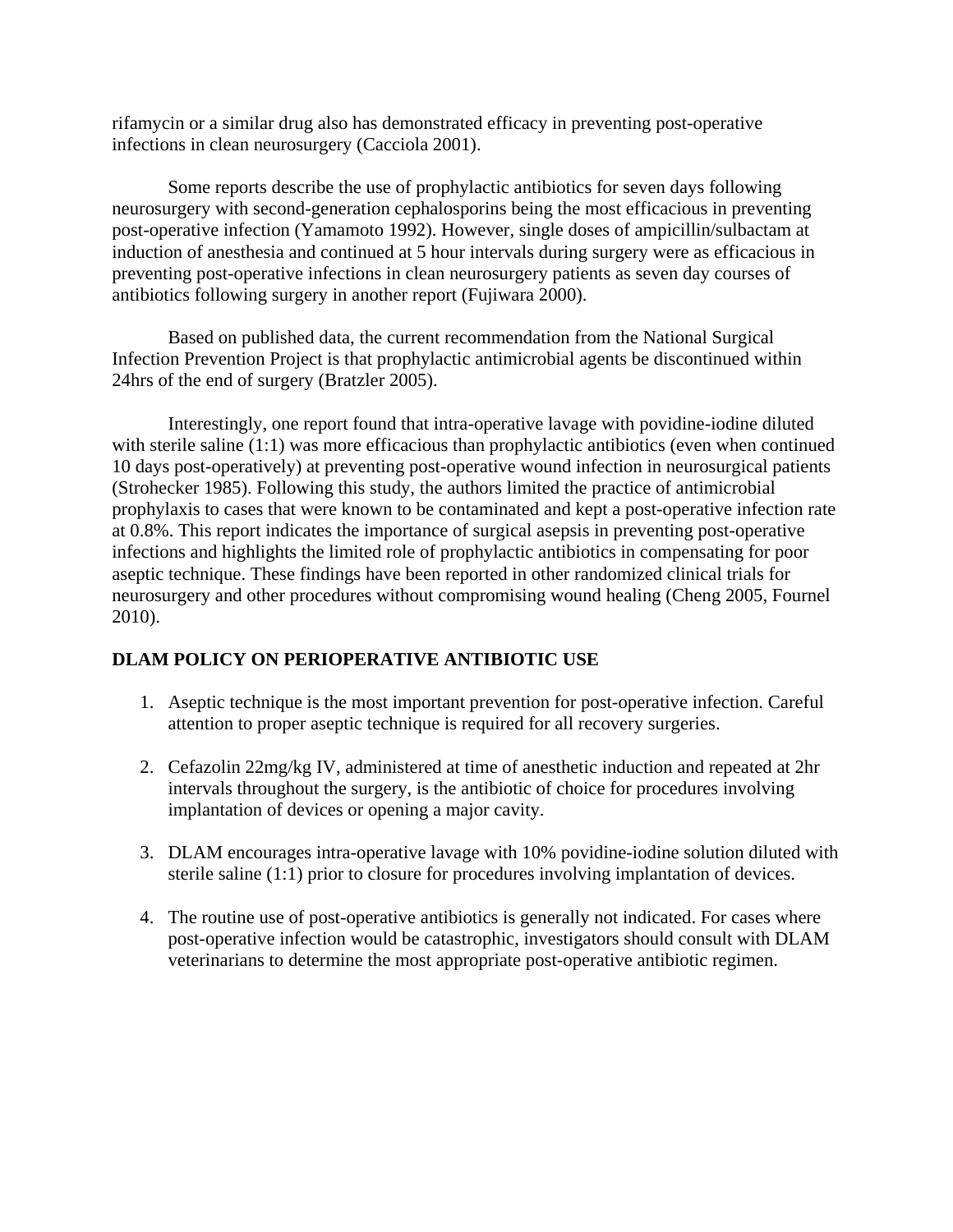rifamycin or a similar drug also has demonstrated efficacy in preventing post-operative infections in clean neurosurgery (Cacciola 2001).

Some reports describe the use of prophylactic antibiotics for seven days following neurosurgery with second-generation cephalosporins being the most efficacious in preventing post-operative infection (Yamamoto 1992). However, single doses of ampicillin/sulbactam at induction of anesthesia and continued at 5 hour intervals during surgery were as efficacious in preventing post-operative infections in clean neurosurgery patients as seven day courses of antibiotics following surgery in another report (Fujiwara 2000).

Based on published data, the current recommendation from the National Surgical Infection Prevention Project is that prophylactic antimicrobial agents be discontinued within 24hrs of the end of surgery (Bratzler 2005).

Interestingly, one report found that intra-operative lavage with povidine-iodine diluted with sterile saline (1:1) was more efficacious than prophylactic antibiotics (even when continued 10 days post-operatively) at preventing post-operative wound infection in neurosurgical patients (Strohecker 1985). Following this study, the authors limited the practice of antimicrobial prophylaxis to cases that were known to be contaminated and kept a post-operative infection rate at 0.8%. This report indicates the importance of surgical asepsis in preventing post-operative infections and highlights the limited role of prophylactic antibiotics in compensating for poor aseptic technique. These findings have been reported in other randomized clinical trials for neurosurgery and other procedures without compromising wound healing (Cheng 2005, Fournel 2010).

## DLAM POLICY ON PERIOPERATIVE ANTIBIOTIC USE

1. Aseptic technique is the most important prevention for post-operative infection. Careful attention to proper aseptic technique is required for all recovery surgeries.

2. Cefazolin 22mg/kg IV, administered at time of anesthetic induction and repeated at 2hr intervals throughout the surgery, is the antibiotic of choice for procedures involving implantation of devices or opening a major cavity.

3. DLAM encourages intra-operative lavage with 10% povidine-iodine solution diluted with sterile saline (1:1) prior to closure for procedures involving implantation of devices.

4. The routine use of post-operative antibiotics is generally not indicated. For cases where post-operative infection would be catastrophic, investigators should consult with DLAM veterinarians to determine the most appropriate post-operative antibiotic regimen.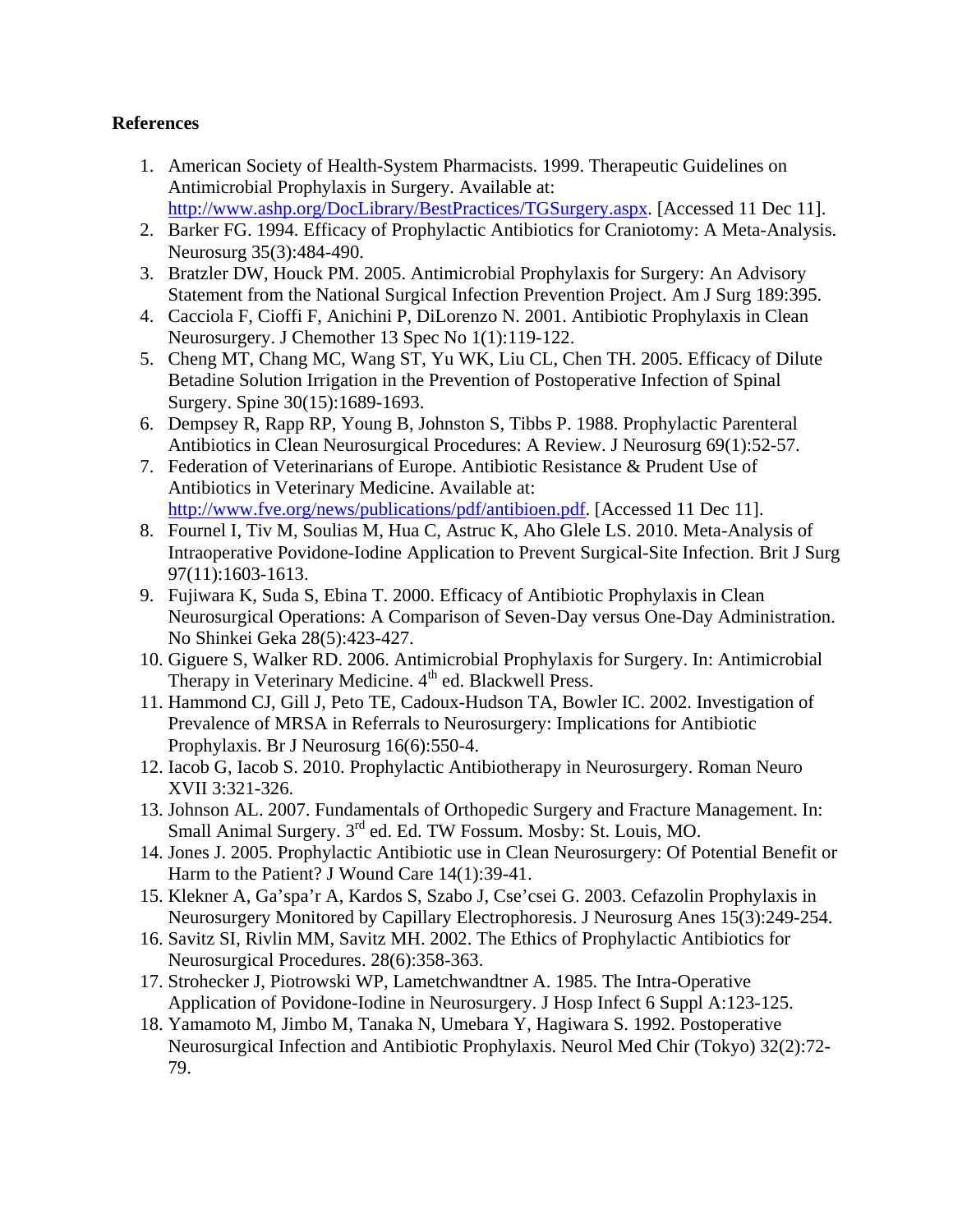**References**

1. American Society of Health-System Pharmacists. 1999. Therapeutic Guidelines on Antimicrobial Prophylaxis in Surgery. Available at: http://www.ashp.org/DocLibrary/BestPractices/TGSurgery.aspx. [Accessed 11 Dec 11].
2. Barker FG. 1994. Efficacy of Prophylactic Antibiotics for Craniotomy: A Meta-Analysis. Neurosurg 35(3):484-490.
3. Bratzler DW, Houck PM. 2005. Antimicrobial Prophylaxis for Surgery: An Advisory Statement from the National Surgical Infection Prevention Project. Am J Surg 189:395.
4. Cacciola F, Cioffi F, Anichini P, DiLorenzo N. 2001. Antibiotic Prophylaxis in Clean Neurosurgery. J Chemother 13 Spec No 1(1):119-122.
5. Cheng MT, Chang MC, Wang ST, Yu WK, Liu CL, Chen TH. 2005. Efficacy of Dilute Betadine Solution Irrigation in the Prevention of Postoperative Infection of Spinal Surgery. Spine 30(15):1689-1693.
6. Dempsey R, Rapp RP, Young B, Johnston S, Tibbs P. 1988. Prophylactic Parenteral Antibiotics in Clean Neurosurgical Procedures: A Review. J Neurosurg 69(1):52-57.
7. Federation of Veterinarians of Europe. Antibiotic Resistance & Prudent Use of Antibiotics in Veterinary Medicine. Available at: http://www.fve.org/news/publications/pdf/antibioen.pdf. [Accessed 11 Dec 11].
8. Fournel I, Tiv M, Soulias M, Hua C, Astruc K, Aho Glele LS. 2010. Meta-Analysis of Intraoperative Povidone-Iodine Application to Prevent Surgical-Site Infection. Brit J Surg 97(11):1603-1613.
9. Fujiwara K, Suda S, Ebina T. 2000. Efficacy of Antibiotic Prophylaxis in Clean Neurosurgical Operations: A Comparison of Seven-Day versus One-Day Administration. No Shinkei Geka 28(5):423-427.
10. Giguere S, Walker RD. 2006. Antimicrobial Prophylaxis for Surgery. In: Antimicrobial Therapy in Veterinary Medicine. 4th ed. Blackwell Press.
11. Hammond CJ, Gill J, Peto TE, Cadoux-Hudson TA, Bowler IC. 2002. Investigation of Prevalence of MRSA in Referrals to Neurosurgery: Implications for Antibiotic Prophylaxis. Br J Neurosurg 16(6):550-4.
12. Iacob G, Iacob S. 2010. Prophylactic Antibiotherapy in Neurosurgery. Roman Neuro XVII 3:321-326.
13. Johnson AL. 2007. Fundamentals of Orthopedic Surgery and Fracture Management. In: Small Animal Surgery. 3rd ed. Ed. TW Fossum. Mosby: St. Louis, MO.
14. Jones J. 2005. Prophylactic Antibiotic use in Clean Neurosurgery: Of Potential Benefit or Harm to the Patient? J Wound Care 14(1):39-41.
15. Klekner A, Ga'spa'r A, Kardos S, Szabo J, Cse'csei G. 2003. Cefazolin Prophylaxis in Neurosurgery Monitored by Capillary Electrophoresis. J Neurosurg Anes 15(3):249-254.
16. Savitz SI, Rivlin MM, Savitz MH. 2002. The Ethics of Prophylactic Antibiotics for Neurosurgical Procedures. 28(6):358-363.
17. Strohecker J, Piotrowski WP, Lametchwandtner A. 1985. The Intra-Operative Application of Povidone-Iodine in Neurosurgery. J Hosp Infect 6 Suppl A:123-125.
18. Yamamoto M, Jimbo M, Tanaka N, Umebara Y, Hagiwara S. 1992. Postoperative Neurosurgical Infection and Antibiotic Prophylaxis. Neurol Med Chir (Tokyo) 32(2):72-79.